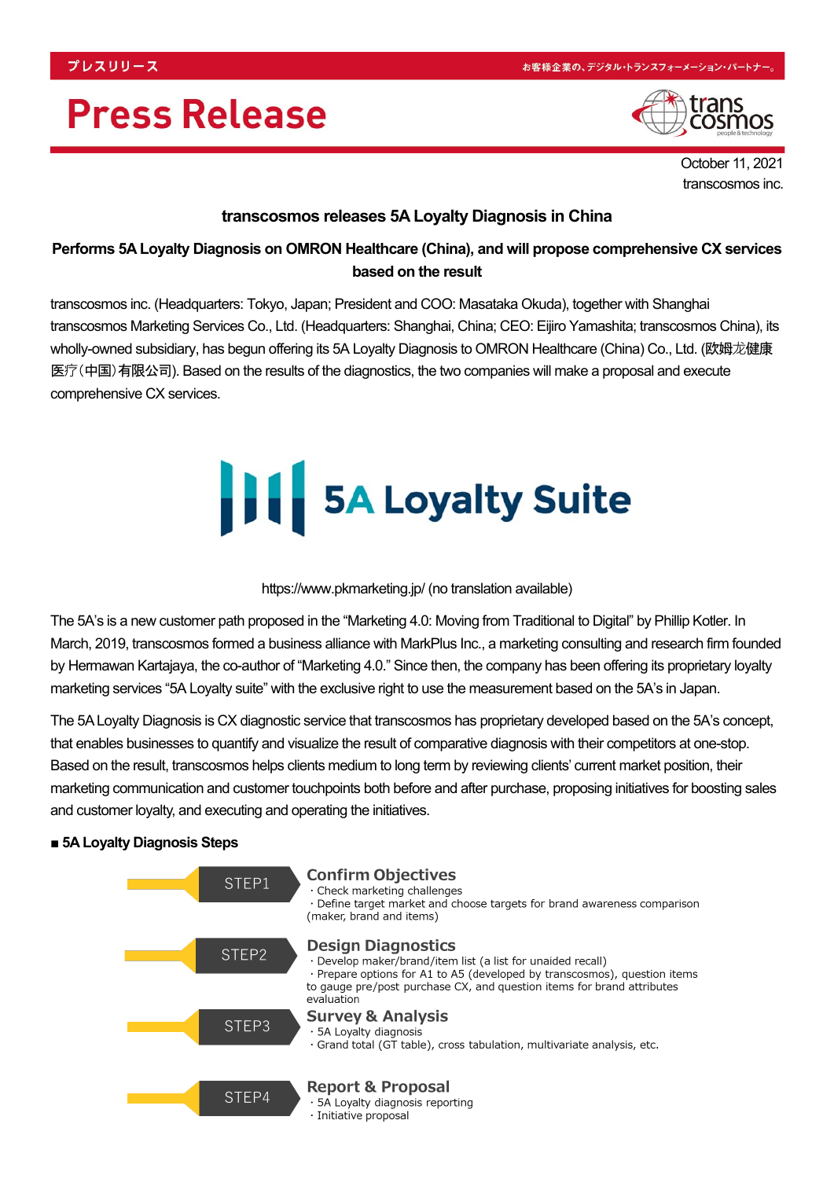プレスリリース

お客様企業の、デジタル・トランスフォーメーション・パートナー。

# Press Release

October 11, 2021
transcosmos inc.

## transcosmos releases 5A Loyalty Diagnosis in China

### Performs 5A Loyalty Diagnosis on OMRON Healthcare (China), and will propose comprehensive CX services based on the result

transcosmos inc. (Headquarters: Tokyo, Japan; President and COO: Masataka Okuda), together with Shanghai transcosmos Marketing Services Co., Ltd. (Headquarters: Shanghai, China; CEO: Eijiro Yamashita; transcosmos China), its wholly-owned subsidiary, has begun offering its 5A Loyalty Diagnosis to OMRON Healthcare (China) Co., Ltd. (欧姆龙健康医疗(中国)有限公司). Based on the results of the diagnostics, the two companies will make a proposal and execute comprehensive CX services.

5A Loyalty Suite

https://www.pkmarketing.jp/ (no translation available)

The 5A's is a new customer path proposed in the "Marketing 4.0: Moving from Traditional to Digital" by Phillip Kotler. In March, 2019, transcosmos formed a business alliance with MarkPlus Inc., a marketing consulting and research firm founded by Hermawan Kartajaya, the co-author of "Marketing 4.0." Since then, the company has been offering its proprietary loyalty marketing services "5A Loyalty suite" with the exclusive right to use the measurement based on the 5A's in Japan.

The 5A Loyalty Diagnosis is CX diagnostic service that transcosmos has proprietary developed based on the 5A's concept, that enables businesses to quantify and visualize the result of comparative diagnosis with their competitors at one-stop. Based on the result, transcosmos helps clients medium to long term by reviewing clients' current market position, their marketing communication and customer touchpoints both before and after purchase, proposing initiatives for boosting sales and customer loyalty, and executing and operating the initiatives.

**■ 5A Loyalty Diagnosis Steps**

**STEP1 — Confirm Objectives**
・Check marketing challenges
・Define target market and choose targets for brand awareness comparison (maker, brand and items)

**STEP2 — Design Diagnostics**
・Develop maker/brand/item list (a list for unaided recall)
・Prepare options for A1 to A5 (developed by transcosmos), question items to gauge pre/post purchase CX, and question items for brand attributes evaluation

**STEP3 — Survey & Analysis**
・5A Loyalty diagnosis
・Grand total (GT table), cross tabulation, multivariate analysis, etc.

**STEP4 — Report & Proposal**
・5A Loyalty diagnosis reporting
・Initiative proposal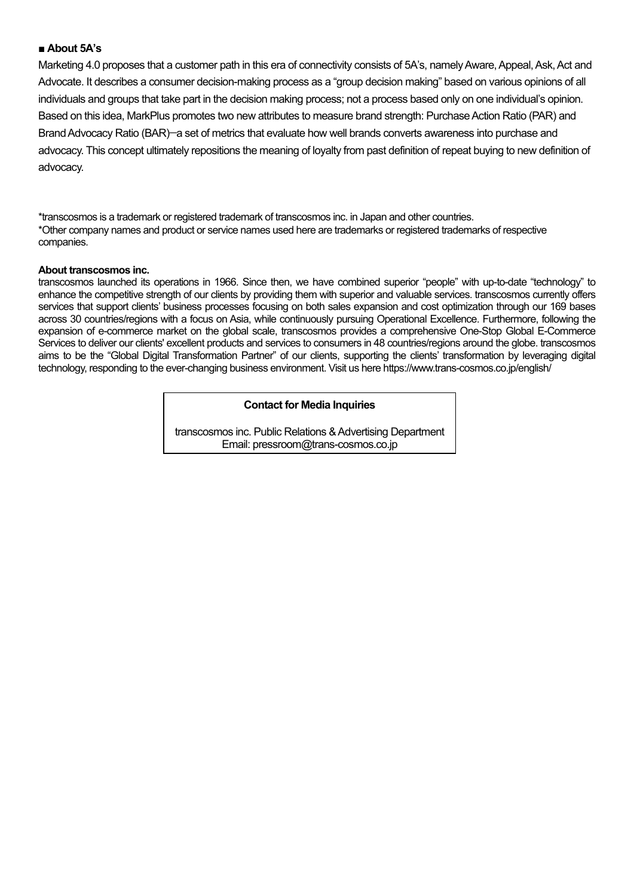**■ About 5A's**

Marketing 4.0 proposes that a customer path in this era of connectivity consists of 5A's, namely Aware, Appeal, Ask, Act and Advocate. It describes a consumer decision-making process as a "group decision making" based on various opinions of all individuals and groups that take part in the decision making process; not a process based only on one individual's opinion. Based on this idea, MarkPlus promotes two new attributes to measure brand strength: Purchase Action Ratio (PAR) and Brand Advocacy Ratio (BAR)─a set of metrics that evaluate how well brands converts awareness into purchase and advocacy. This concept ultimately repositions the meaning of loyalty from past definition of repeat buying to new definition of advocacy.

*transcosmos is a trademark or registered trademark of transcosmos inc. in Japan and other countries.
*Other company names and product or service names used here are trademarks or registered trademarks of respective companies.

**About transcosmos inc.**

transcosmos launched its operations in 1966. Since then, we have combined superior "people" with up-to-date "technology" to enhance the competitive strength of our clients by providing them with superior and valuable services. transcosmos currently offers services that support clients' business processes focusing on both sales expansion and cost optimization through our 169 bases across 30 countries/regions with a focus on Asia, while continuously pursuing Operational Excellence. Furthermore, following the expansion of e-commerce market on the global scale, transcosmos provides a comprehensive One-Stop Global E-Commerce Services to deliver our clients' excellent products and services to consumers in 48 countries/regions around the globe. transcosmos aims to be the "Global Digital Transformation Partner" of our clients, supporting the clients' transformation by leveraging digital technology, responding to the ever-changing business environment. Visit us here https://www.trans-cosmos.co.jp/english/

**Contact for Media Inquiries**

transcosmos inc. Public Relations & Advertising Department
Email: pressroom@trans-cosmos.co.jp